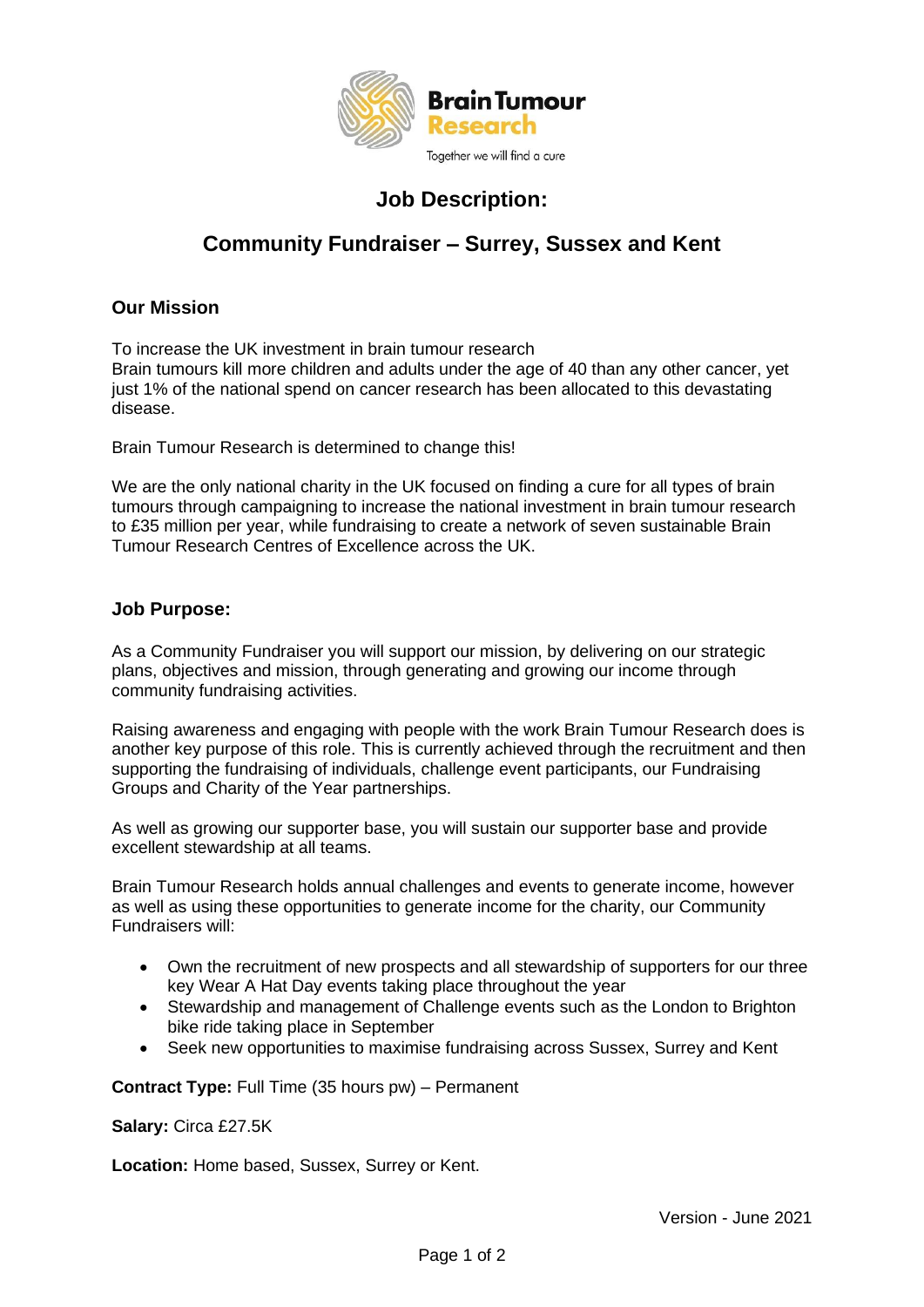Brain Tumour Research

Together we will find a cure

# Job Description:

## Community Fundraiser – Surrey, Sussex and Kent

### Our Mission

To increase the UK investment in brain tumour research
Brain tumours kill more children and adults under the age of 40 than any other cancer, yet just 1% of the national spend on cancer research has been allocated to this devastating disease.

Brain Tumour Research is determined to change this!

We are the only national charity in the UK focused on finding a cure for all types of brain tumours through campaigning to increase the national investment in brain tumour research to £35 million per year, while fundraising to create a network of seven sustainable Brain Tumour Research Centres of Excellence across the UK.

### Job Purpose:

As a Community Fundraiser you will support our mission, by delivering on our strategic plans, objectives and mission, through generating and growing our income through community fundraising activities.

Raising awareness and engaging with people with the work Brain Tumour Research does is another key purpose of this role. This is currently achieved through the recruitment and then supporting the fundraising of individuals, challenge event participants, our Fundraising Groups and Charity of the Year partnerships.

As well as growing our supporter base, you will sustain our supporter base and provide excellent stewardship at all teams.

Brain Tumour Research holds annual challenges and events to generate income, however as well as using these opportunities to generate income for the charity, our Community Fundraisers will:

- Own the recruitment of new prospects and all stewardship of supporters for our three key Wear A Hat Day events taking place throughout the year
- Stewardship and management of Challenge events such as the London to Brighton bike ride taking place in September
- Seek new opportunities to maximise fundraising across Sussex, Surrey and Kent

**Contract Type:** Full Time (35 hours pw) – Permanent

**Salary:** Circa £27.5K

**Location:** Home based, Sussex, Surrey or Kent.

Version - June 2021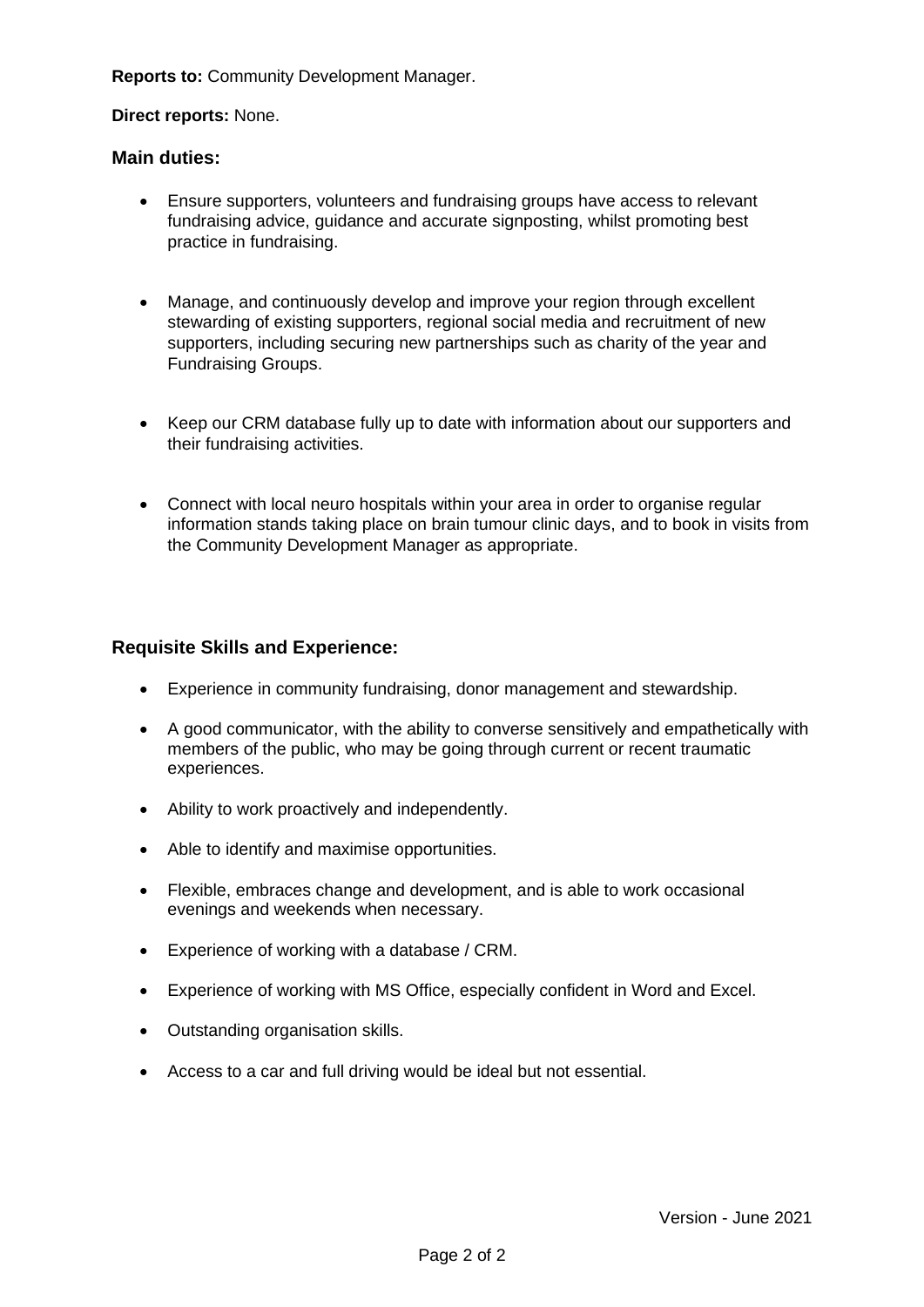**Reports to:** Community Development Manager.

**Direct reports:** None.

### Main duties:

- Ensure supporters, volunteers and fundraising groups have access to relevant fundraising advice, guidance and accurate signposting, whilst promoting best practice in fundraising.
- Manage, and continuously develop and improve your region through excellent stewarding of existing supporters, regional social media and recruitment of new supporters, including securing new partnerships such as charity of the year and Fundraising Groups.
- Keep our CRM database fully up to date with information about our supporters and their fundraising activities.
- Connect with local neuro hospitals within your area in order to organise regular information stands taking place on brain tumour clinic days, and to book in visits from the Community Development Manager as appropriate.

### Requisite Skills and Experience:

- Experience in community fundraising, donor management and stewardship.
- A good communicator, with the ability to converse sensitively and empathetically with members of the public, who may be going through current or recent traumatic experiences.
- Ability to work proactively and independently.
- Able to identify and maximise opportunities.
- Flexible, embraces change and development, and is able to work occasional evenings and weekends when necessary.
- Experience of working with a database / CRM.
- Experience of working with MS Office, especially confident in Word and Excel.
- Outstanding organisation skills.
- Access to a car and full driving would be ideal but not essential.

Version - June 2021